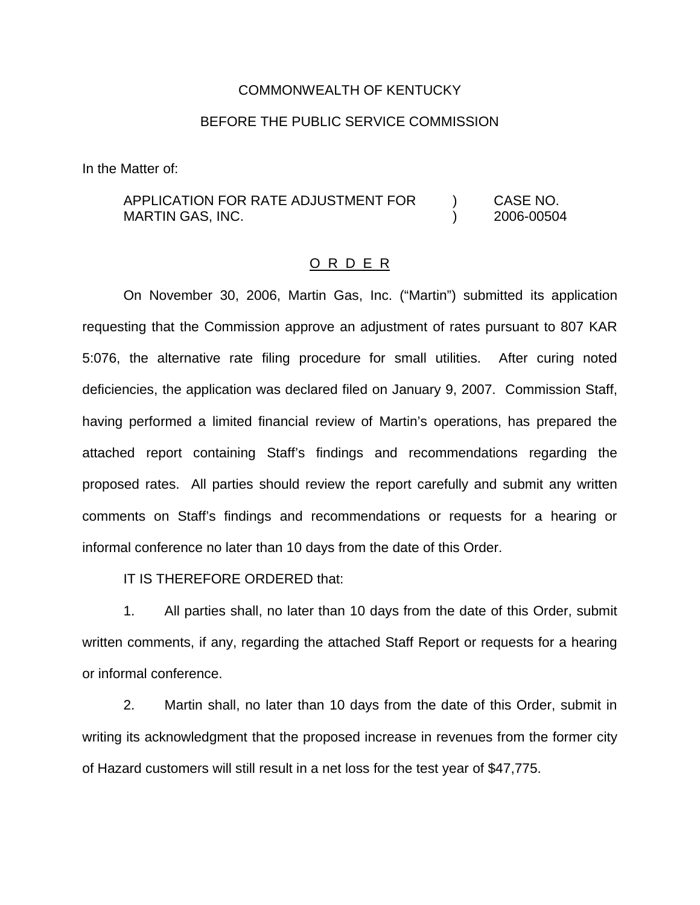COMMONWEALTH OF KENTUCKY

BEFORE THE PUBLIC SERVICE COMMISSION

In the Matter of:

| | | |
|---|---|---|
| APPLICATION FOR RATE ADJUSTMENT FOR MARTIN GAS, INC. | ) ) | CASE NO. 2006-00504 |

O R D E R

On November 30, 2006, Martin Gas, Inc. ("Martin") submitted its application requesting that the Commission approve an adjustment of rates pursuant to 807 KAR 5:076, the alternative rate filing procedure for small utilities. After curing noted deficiencies, the application was declared filed on January 9, 2007. Commission Staff, having performed a limited financial review of Martin's operations, has prepared the attached report containing Staff's findings and recommendations regarding the proposed rates. All parties should review the report carefully and submit any written comments on Staff's findings and recommendations or requests for a hearing or informal conference no later than 10 days from the date of this Order.

IT IS THEREFORE ORDERED that:

1. All parties shall, no later than 10 days from the date of this Order, submit written comments, if any, regarding the attached Staff Report or requests for a hearing or informal conference.

2. Martin shall, no later than 10 days from the date of this Order, submit in writing its acknowledgment that the proposed increase in revenues from the former city of Hazard customers will still result in a net loss for the test year of $47,775.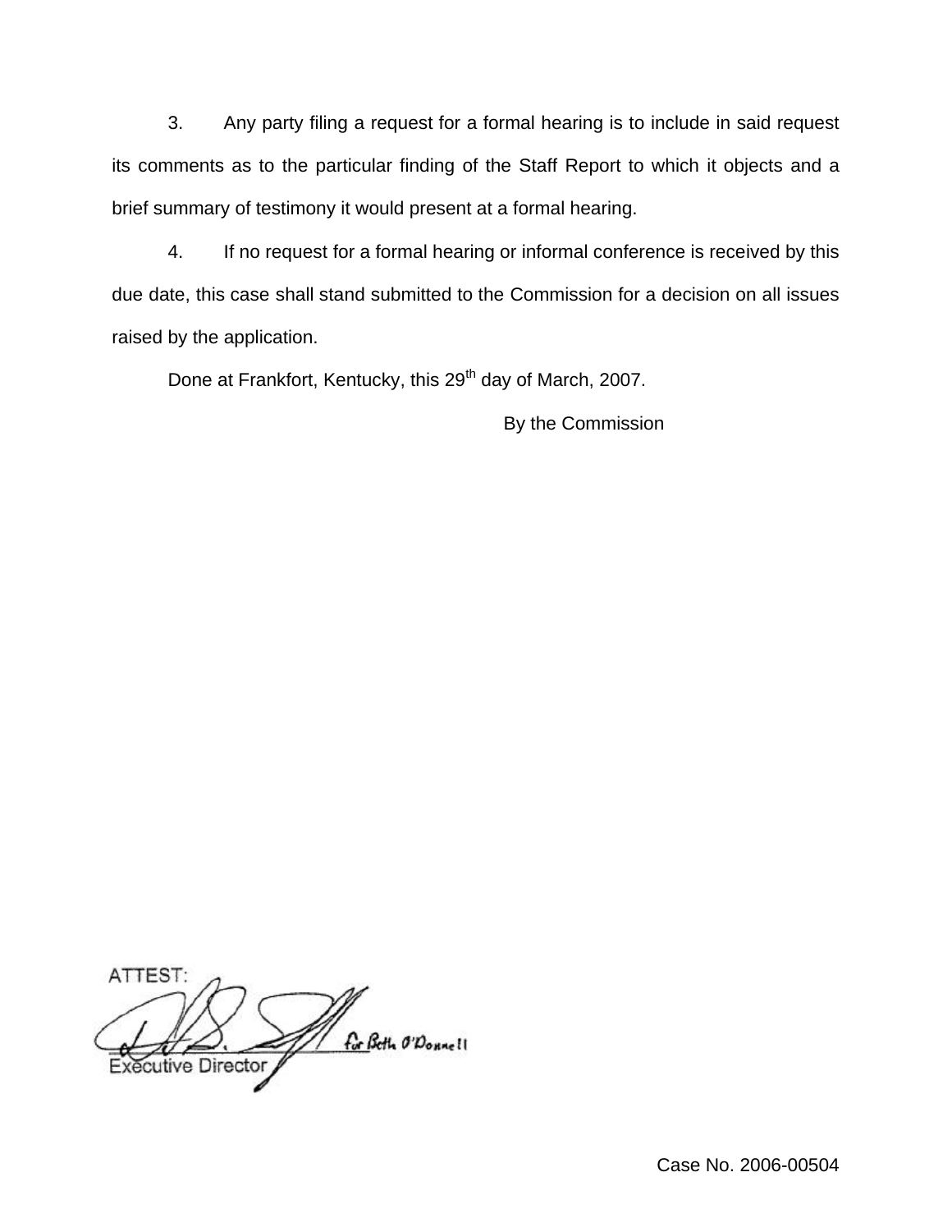3. Any party filing a request for a formal hearing is to include in said request its comments as to the particular finding of the Staff Report to which it objects and a brief summary of testimony it would present at a formal hearing.

4. If no request for a formal hearing or informal conference is received by this due date, this case shall stand submitted to the Commission for a decision on all issues raised by the application.

Done at Frankfort, Kentucky, this 29th day of March, 2007.

By the Commission

ATTEST:

for Beth O'Donnell

Executive Director

Case No. 2006-00504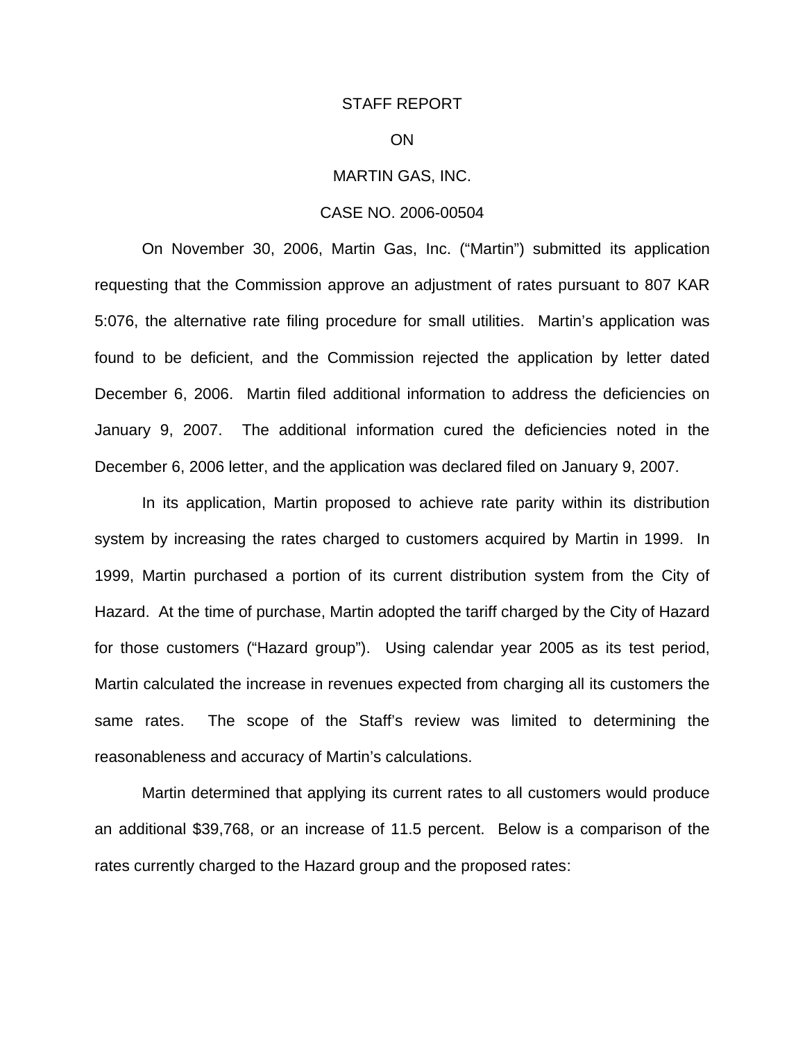STAFF REPORT

ON

MARTIN GAS, INC.

CASE NO. 2006-00504

On November 30, 2006, Martin Gas, Inc. ("Martin") submitted its application requesting that the Commission approve an adjustment of rates pursuant to 807 KAR 5:076, the alternative rate filing procedure for small utilities. Martin's application was found to be deficient, and the Commission rejected the application by letter dated December 6, 2006. Martin filed additional information to address the deficiencies on January 9, 2007. The additional information cured the deficiencies noted in the December 6, 2006 letter, and the application was declared filed on January 9, 2007.

In its application, Martin proposed to achieve rate parity within its distribution system by increasing the rates charged to customers acquired by Martin in 1999. In 1999, Martin purchased a portion of its current distribution system from the City of Hazard. At the time of purchase, Martin adopted the tariff charged by the City of Hazard for those customers ("Hazard group"). Using calendar year 2005 as its test period, Martin calculated the increase in revenues expected from charging all its customers the same rates. The scope of the Staff's review was limited to determining the reasonableness and accuracy of Martin's calculations.

Martin determined that applying its current rates to all customers would produce an additional $39,768, or an increase of 11.5 percent. Below is a comparison of the rates currently charged to the Hazard group and the proposed rates: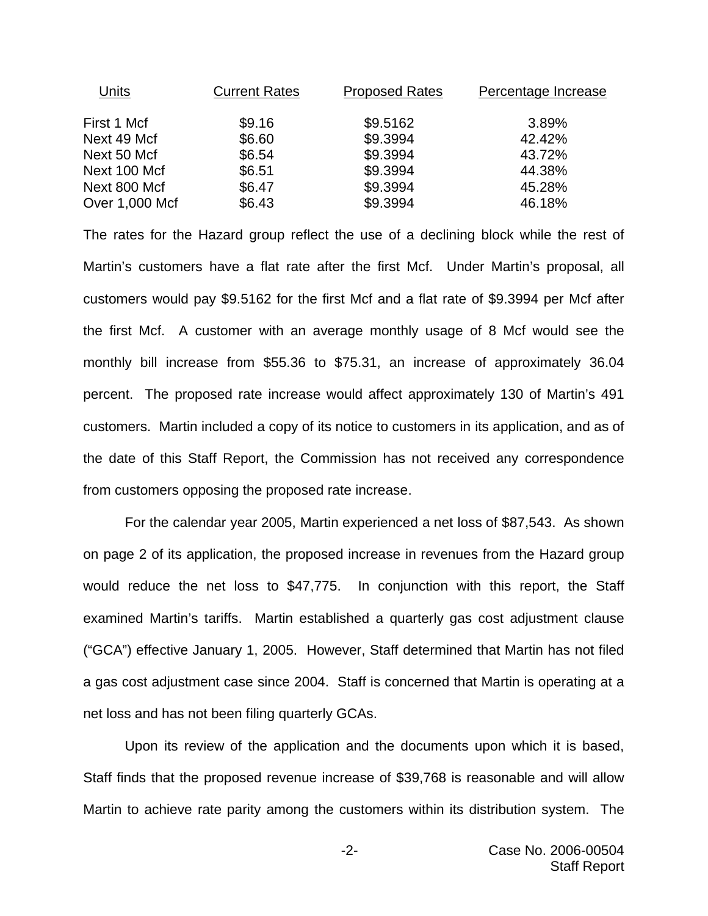| Units | Current Rates | Proposed Rates | Percentage Increase |
|---|---|---|---|
| First 1 Mcf | $9.16 | $9.5162 | 3.89% |
| Next 49 Mcf | $6.60 | $9.3994 | 42.42% |
| Next 50 Mcf | $6.54 | $9.3994 | 43.72% |
| Next 100 Mcf | $6.51 | $9.3994 | 44.38% |
| Next 800 Mcf | $6.47 | $9.3994 | 45.28% |
| Over 1,000 Mcf | $6.43 | $9.3994 | 46.18% |

The rates for the Hazard group reflect the use of a declining block while the rest of Martin's customers have a flat rate after the first Mcf. Under Martin's proposal, all customers would pay $9.5162 for the first Mcf and a flat rate of $9.3994 per Mcf after the first Mcf. A customer with an average monthly usage of 8 Mcf would see the monthly bill increase from $55.36 to $75.31, an increase of approximately 36.04 percent. The proposed rate increase would affect approximately 130 of Martin's 491 customers. Martin included a copy of its notice to customers in its application, and as of the date of this Staff Report, the Commission has not received any correspondence from customers opposing the proposed rate increase.

For the calendar year 2005, Martin experienced a net loss of $87,543. As shown on page 2 of its application, the proposed increase in revenues from the Hazard group would reduce the net loss to $47,775. In conjunction with this report, the Staff examined Martin's tariffs. Martin established a quarterly gas cost adjustment clause ("GCA") effective January 1, 2005. However, Staff determined that Martin has not filed a gas cost adjustment case since 2004. Staff is concerned that Martin is operating at a net loss and has not been filing quarterly GCAs.

Upon its review of the application and the documents upon which it is based, Staff finds that the proposed revenue increase of $39,768 is reasonable and will allow Martin to achieve rate parity among the customers within its distribution system. The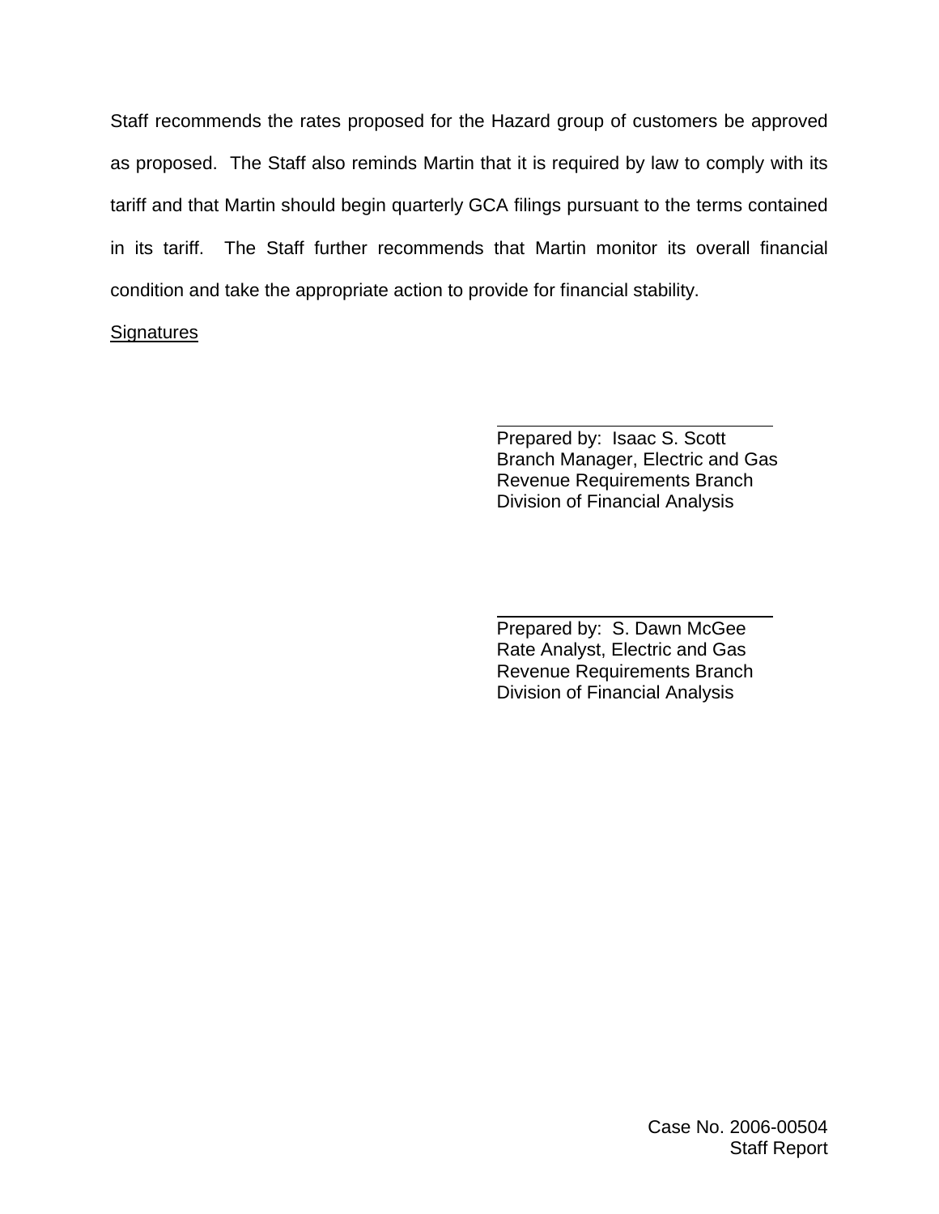Staff recommends the rates proposed for the Hazard group of customers be approved as proposed. The Staff also reminds Martin that it is required by law to comply with its tariff and that Martin should begin quarterly GCA filings pursuant to the terms contained in its tariff. The Staff further recommends that Martin monitor its overall financial condition and take the appropriate action to provide for financial stability.

Signatures

\_\_\_\_\_\_\_\_\_\_\_\_\_\_\_\_\_\_\_\_\_\_\_\_\_\_\_\_

Prepared by: Isaac S. Scott
Branch Manager, Electric and Gas
Revenue Requirements Branch
Division of Financial Analysis

\_\_\_\_\_\_\_\_\_\_\_\_\_\_\_\_\_\_\_\_\_\_\_\_\_\_\_\_

Prepared by: S. Dawn McGee
Rate Analyst, Electric and Gas
Revenue Requirements Branch
Division of Financial Analysis

Case No. 2006-00504
Staff Report